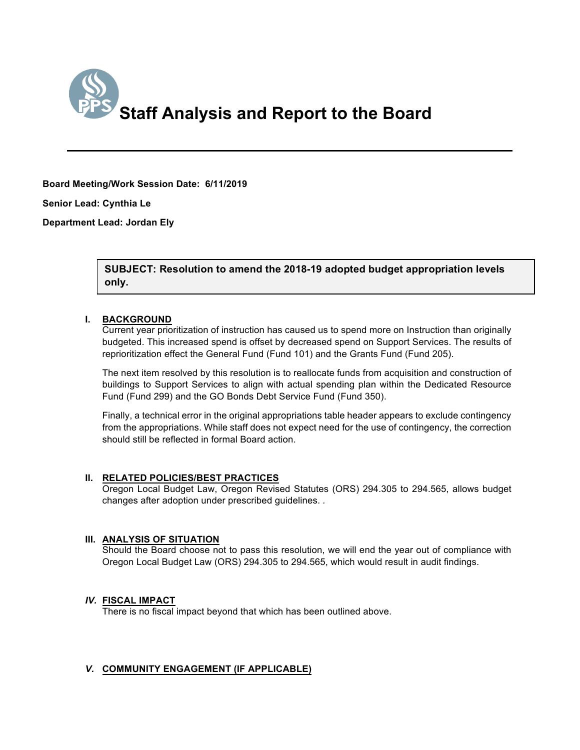# Staff Analysis and Report to the Board

**Board Meeting/Work Session Date: 6/11/2019**

**Senior Lead: Cynthia Le**

**Department Lead: Jordan Ely**

**SUBJECT: Resolution to amend the 2018-19 adopted budget appropriation levels only.**

## I. BACKGROUND

Current year prioritization of instruction has caused us to spend more on Instruction than originally budgeted. This increased spend is offset by decreased spend on Support Services. The results of reprioritization effect the General Fund (Fund 101) and the Grants Fund (Fund 205).

The next item resolved by this resolution is to reallocate funds from acquisition and construction of buildings to Support Services to align with actual spending plan within the Dedicated Resource Fund (Fund 299) and the GO Bonds Debt Service Fund (Fund 350).

Finally, a technical error in the original appropriations table header appears to exclude contingency from the appropriations. While staff does not expect need for the use of contingency, the correction should still be reflected in formal Board action.

## II. RELATED POLICIES/BEST PRACTICES

Oregon Local Budget Law, Oregon Revised Statutes (ORS) 294.305 to 294.565, allows budget changes after adoption under prescribed guidelines. .

## III. ANALYSIS OF SITUATION

Should the Board choose not to pass this resolution, we will end the year out of compliance with Oregon Local Budget Law (ORS) 294.305 to 294.565, which would result in audit findings.

## *IV.* FISCAL IMPACT

There is no fiscal impact beyond that which has been outlined above.

## *V.* COMMUNITY ENGAGEMENT (IF APPLICABLE)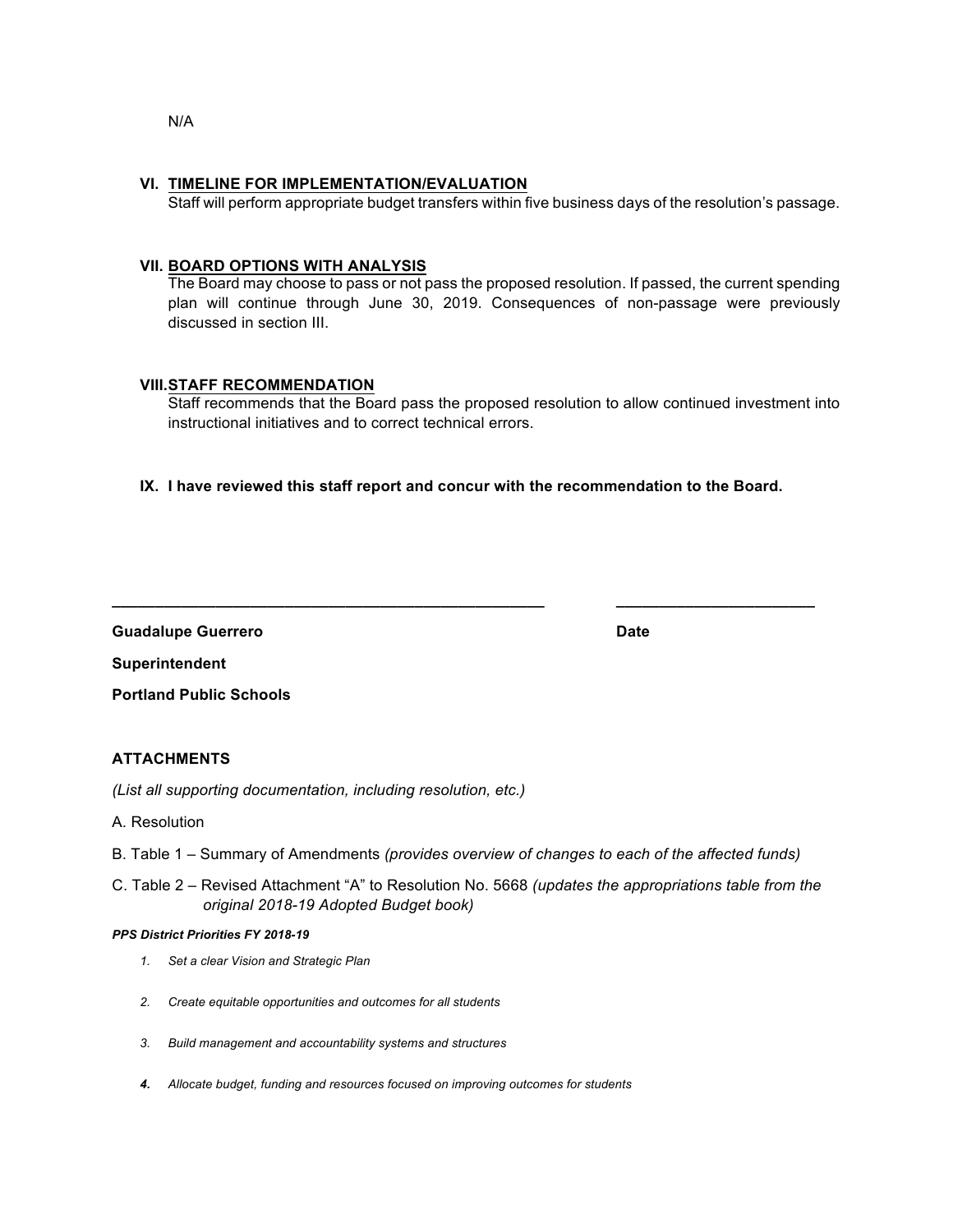N/A

### VI. TIMELINE FOR IMPLEMENTATION/EVALUATION

Staff will perform appropriate budget transfers within five business days of the resolution's passage.

### VII. BOARD OPTIONS WITH ANALYSIS

The Board may choose to pass or not pass the proposed resolution. If passed, the current spending plan will continue through June 30, 2019. Consequences of non-passage were previously discussed in section III.

### VIII. STAFF RECOMMENDATION

Staff recommends that the Board pass the proposed resolution to allow continued investment into instructional initiatives and to correct technical errors.

### IX. I have reviewed this staff report and concur with the recommendation to the Board.

\_\_\_\_\_\_\_\_\_\_\_\_\_\_\_\_\_\_\_\_\_\_\_\_\_\_\_\_\_\_\_\_\_\_\_\_\_\_\_\_\_\_\_\_\_\_\_\_\_\_ \_\_\_\_\_\_\_\_\_\_\_\_\_\_\_\_\_\_\_\_\_\_\_\_

**Guadalupe Guerrero** **Date**

**Superintendent**

**Portland Public Schools**

**ATTACHMENTS**

*(List all supporting documentation, including resolution, etc.)*

A. Resolution

B. Table 1 – Summary of Amendments *(provides overview of changes to each of the affected funds)*

C. Table 2 – Revised Attachment "A" to Resolution No. 5668 *(updates the appropriations table from the original 2018-19 Adopted Budget book)*

***PPS District Priorities FY 2018-19***

1. *Set a clear Vision and Strategic Plan*
2. *Create equitable opportunities and outcomes for all students*
3. *Build management and accountability systems and structures*
4. *Allocate budget, funding and resources focused on improving outcomes for students*